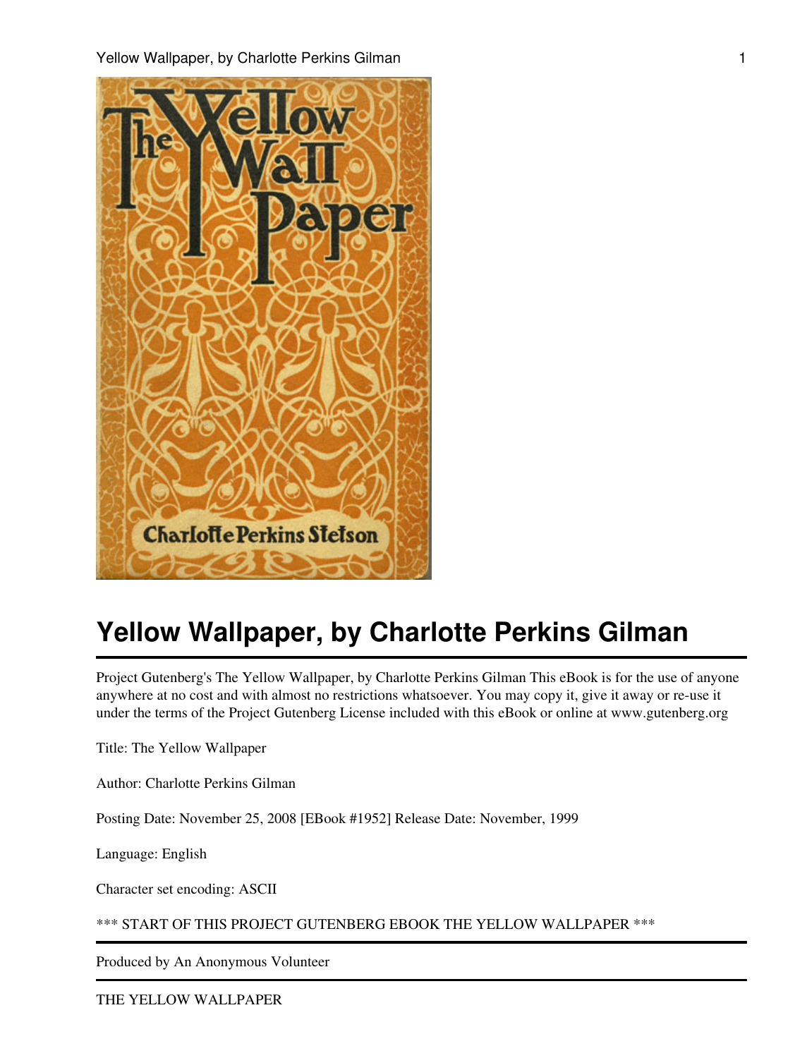# Yellow Wallpaper, by Charlotte Perkins Gilman

Project Gutenberg's The Yellow Wallpaper, by Charlotte Perkins Gilman This eBook is for the use of anyone anywhere at no cost and with almost no restrictions whatsoever. You may copy it, give it away or re-use it under the terms of the Project Gutenberg License included with this eBook or online at www.gutenberg.org

Title: The Yellow Wallpaper

Author: Charlotte Perkins Gilman

Posting Date: November 25, 2008 [EBook #1952] Release Date: November, 1999

Language: English

Character set encoding: ASCII

*** START OF THIS PROJECT GUTENBERG EBOOK THE YELLOW WALLPAPER ***

---

Produced by An Anonymous Volunteer

---

THE YELLOW WALLPAPER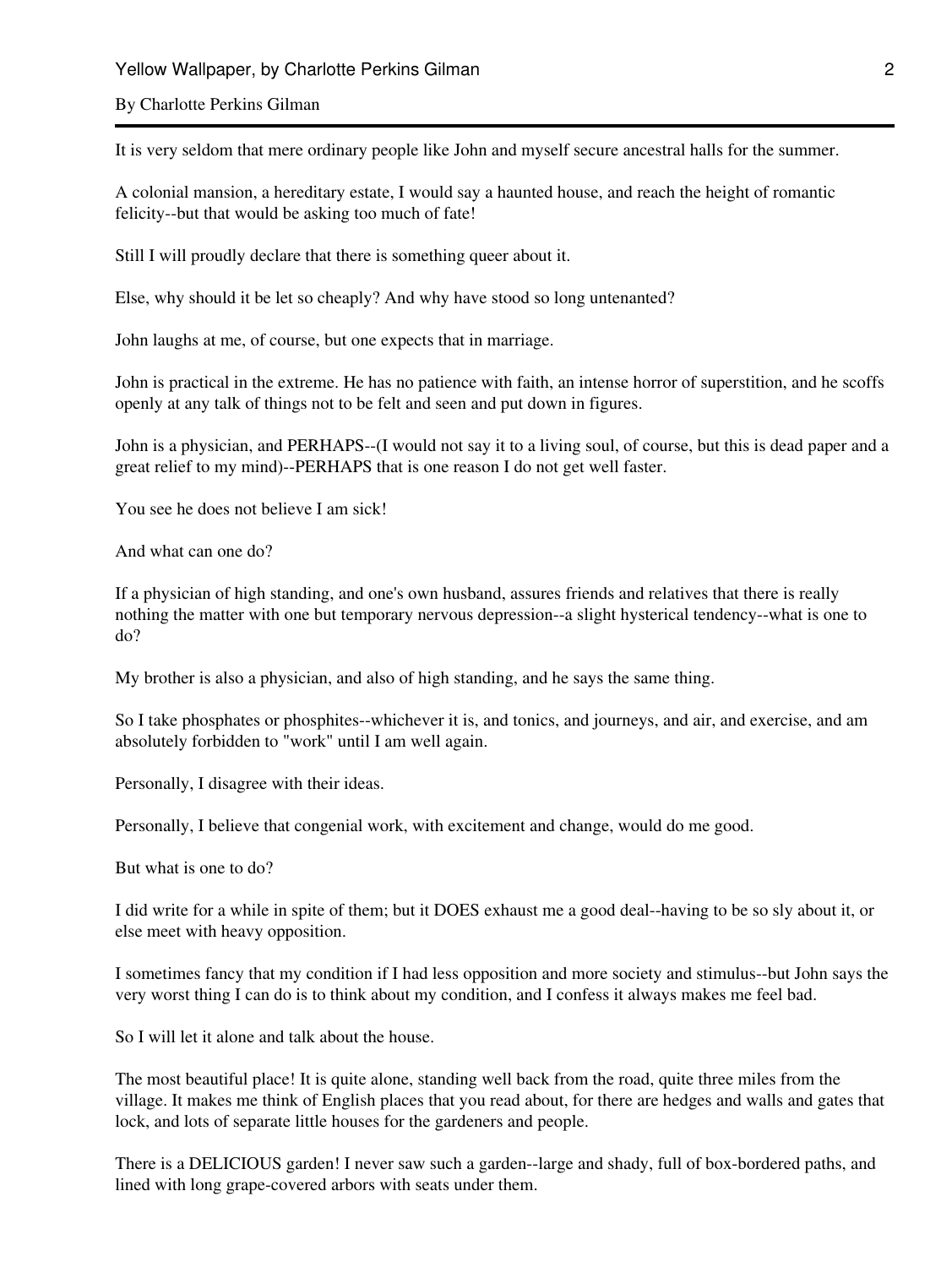By Charlotte Perkins Gilman

It is very seldom that mere ordinary people like John and myself secure ancestral halls for the summer.

A colonial mansion, a hereditary estate, I would say a haunted house, and reach the height of romantic felicity--but that would be asking too much of fate!

Still I will proudly declare that there is something queer about it.

Else, why should it be let so cheaply? And why have stood so long untenanted?

John laughs at me, of course, but one expects that in marriage.

John is practical in the extreme. He has no patience with faith, an intense horror of superstition, and he scoffs openly at any talk of things not to be felt and seen and put down in figures.

John is a physician, and PERHAPS--(I would not say it to a living soul, of course, but this is dead paper and a great relief to my mind)--PERHAPS that is one reason I do not get well faster.

You see he does not believe I am sick!

And what can one do?

If a physician of high standing, and one's own husband, assures friends and relatives that there is really nothing the matter with one but temporary nervous depression--a slight hysterical tendency--what is one to do?

My brother is also a physician, and also of high standing, and he says the same thing.

So I take phosphates or phosphites--whichever it is, and tonics, and journeys, and air, and exercise, and am absolutely forbidden to "work" until I am well again.

Personally, I disagree with their ideas.

Personally, I believe that congenial work, with excitement and change, would do me good.

But what is one to do?

I did write for a while in spite of them; but it DOES exhaust me a good deal--having to be so sly about it, or else meet with heavy opposition.

I sometimes fancy that my condition if I had less opposition and more society and stimulus--but John says the very worst thing I can do is to think about my condition, and I confess it always makes me feel bad.

So I will let it alone and talk about the house.

The most beautiful place! It is quite alone, standing well back from the road, quite three miles from the village. It makes me think of English places that you read about, for there are hedges and walls and gates that lock, and lots of separate little houses for the gardeners and people.

There is a DELICIOUS garden! I never saw such a garden--large and shady, full of box-bordered paths, and lined with long grape-covered arbors with seats under them.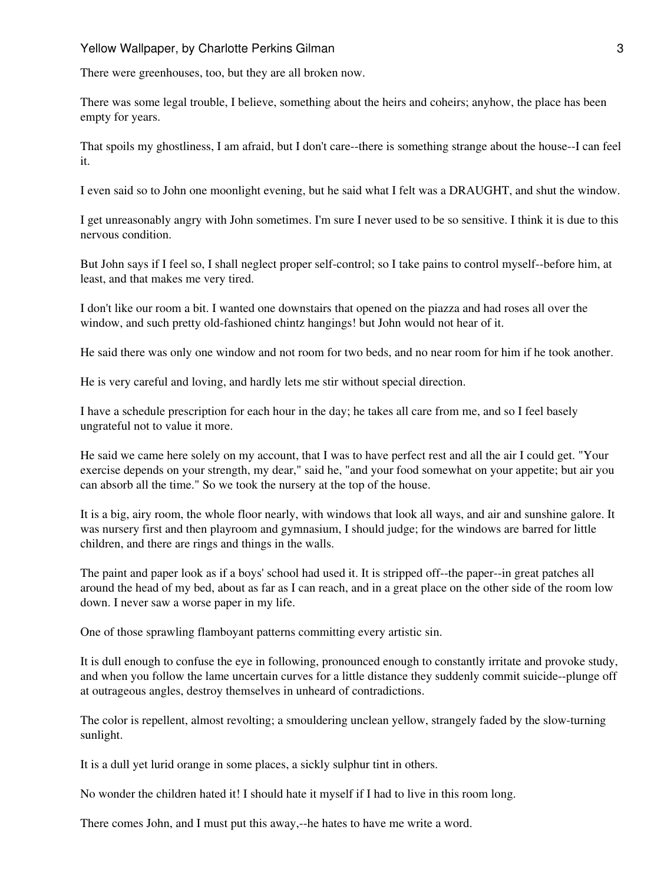There were greenhouses, too, but they are all broken now.

There was some legal trouble, I believe, something about the heirs and coheirs; anyhow, the place has been empty for years.

That spoils my ghostliness, I am afraid, but I don't care--there is something strange about the house--I can feel it.

I even said so to John one moonlight evening, but he said what I felt was a DRAUGHT, and shut the window.

I get unreasonably angry with John sometimes. I'm sure I never used to be so sensitive. I think it is due to this nervous condition.

But John says if I feel so, I shall neglect proper self-control; so I take pains to control myself--before him, at least, and that makes me very tired.

I don't like our room a bit. I wanted one downstairs that opened on the piazza and had roses all over the window, and such pretty old-fashioned chintz hangings! but John would not hear of it.

He said there was only one window and not room for two beds, and no near room for him if he took another.

He is very careful and loving, and hardly lets me stir without special direction.

I have a schedule prescription for each hour in the day; he takes all care from me, and so I feel basely ungrateful not to value it more.

He said we came here solely on my account, that I was to have perfect rest and all the air I could get. "Your exercise depends on your strength, my dear," said he, "and your food somewhat on your appetite; but air you can absorb all the time." So we took the nursery at the top of the house.

It is a big, airy room, the whole floor nearly, with windows that look all ways, and air and sunshine galore. It was nursery first and then playroom and gymnasium, I should judge; for the windows are barred for little children, and there are rings and things in the walls.

The paint and paper look as if a boys' school had used it. It is stripped off--the paper--in great patches all around the head of my bed, about as far as I can reach, and in a great place on the other side of the room low down. I never saw a worse paper in my life.

One of those sprawling flamboyant patterns committing every artistic sin.

It is dull enough to confuse the eye in following, pronounced enough to constantly irritate and provoke study, and when you follow the lame uncertain curves for a little distance they suddenly commit suicide--plunge off at outrageous angles, destroy themselves in unheard of contradictions.

The color is repellent, almost revolting; a smouldering unclean yellow, strangely faded by the slow-turning sunlight.

It is a dull yet lurid orange in some places, a sickly sulphur tint in others.

No wonder the children hated it! I should hate it myself if I had to live in this room long.

There comes John, and I must put this away,--he hates to have me write a word.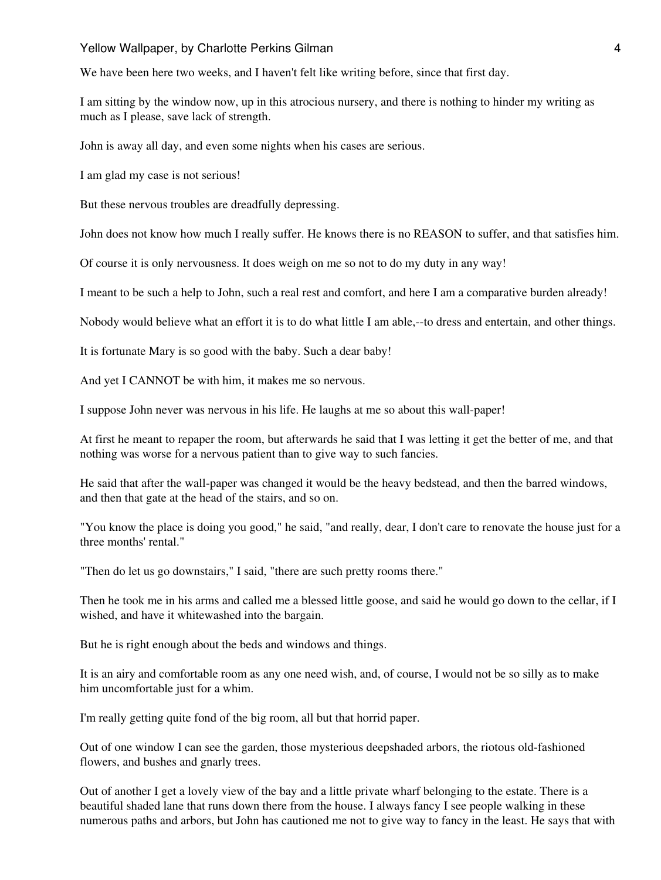We have been here two weeks, and I haven't felt like writing before, since that first day.

I am sitting by the window now, up in this atrocious nursery, and there is nothing to hinder my writing as much as I please, save lack of strength.

John is away all day, and even some nights when his cases are serious.

I am glad my case is not serious!

But these nervous troubles are dreadfully depressing.

John does not know how much I really suffer. He knows there is no REASON to suffer, and that satisfies him.

Of course it is only nervousness. It does weigh on me so not to do my duty in any way!

I meant to be such a help to John, such a real rest and comfort, and here I am a comparative burden already!

Nobody would believe what an effort it is to do what little I am able,--to dress and entertain, and other things.

It is fortunate Mary is so good with the baby. Such a dear baby!

And yet I CANNOT be with him, it makes me so nervous.

I suppose John never was nervous in his life. He laughs at me so about this wall-paper!

At first he meant to repaper the room, but afterwards he said that I was letting it get the better of me, and that nothing was worse for a nervous patient than to give way to such fancies.

He said that after the wall-paper was changed it would be the heavy bedstead, and then the barred windows, and then that gate at the head of the stairs, and so on.

"You know the place is doing you good," he said, "and really, dear, I don't care to renovate the house just for a three months' rental."

"Then do let us go downstairs," I said, "there are such pretty rooms there."

Then he took me in his arms and called me a blessed little goose, and said he would go down to the cellar, if I wished, and have it whitewashed into the bargain.

But he is right enough about the beds and windows and things.

It is an airy and comfortable room as any one need wish, and, of course, I would not be so silly as to make him uncomfortable just for a whim.

I'm really getting quite fond of the big room, all but that horrid paper.

Out of one window I can see the garden, those mysterious deepshaded arbors, the riotous old-fashioned flowers, and bushes and gnarly trees.

Out of another I get a lovely view of the bay and a little private wharf belonging to the estate. There is a beautiful shaded lane that runs down there from the house. I always fancy I see people walking in these numerous paths and arbors, but John has cautioned me not to give way to fancy in the least. He says that with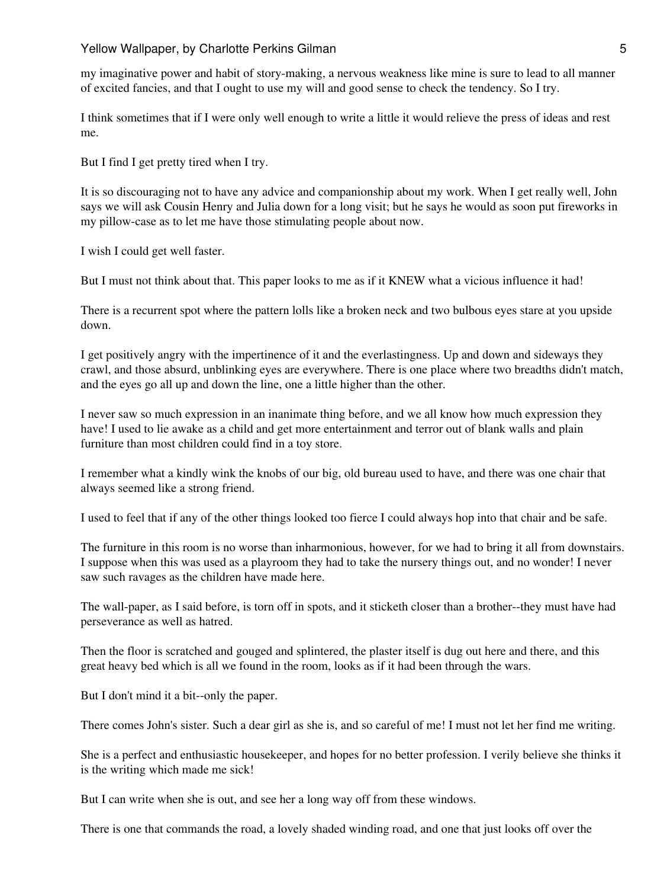my imaginative power and habit of story-making, a nervous weakness like mine is sure to lead to all manner of excited fancies, and that I ought to use my will and good sense to check the tendency. So I try.

I think sometimes that if I were only well enough to write a little it would relieve the press of ideas and rest me.

But I find I get pretty tired when I try.

It is so discouraging not to have any advice and companionship about my work. When I get really well, John says we will ask Cousin Henry and Julia down for a long visit; but he says he would as soon put fireworks in my pillow-case as to let me have those stimulating people about now.

I wish I could get well faster.

But I must not think about that. This paper looks to me as if it KNEW what a vicious influence it had!

There is a recurrent spot where the pattern lolls like a broken neck and two bulbous eyes stare at you upside down.

I get positively angry with the impertinence of it and the everlastingness. Up and down and sideways they crawl, and those absurd, unblinking eyes are everywhere. There is one place where two breadths didn't match, and the eyes go all up and down the line, one a little higher than the other.

I never saw so much expression in an inanimate thing before, and we all know how much expression they have! I used to lie awake as a child and get more entertainment and terror out of blank walls and plain furniture than most children could find in a toy store.

I remember what a kindly wink the knobs of our big, old bureau used to have, and there was one chair that always seemed like a strong friend.

I used to feel that if any of the other things looked too fierce I could always hop into that chair and be safe.

The furniture in this room is no worse than inharmonious, however, for we had to bring it all from downstairs. I suppose when this was used as a playroom they had to take the nursery things out, and no wonder! I never saw such ravages as the children have made here.

The wall-paper, as I said before, is torn off in spots, and it sticketh closer than a brother--they must have had perseverance as well as hatred.

Then the floor is scratched and gouged and splintered, the plaster itself is dug out here and there, and this great heavy bed which is all we found in the room, looks as if it had been through the wars.

But I don't mind it a bit--only the paper.

There comes John's sister. Such a dear girl as she is, and so careful of me! I must not let her find me writing.

She is a perfect and enthusiastic housekeeper, and hopes for no better profession. I verily believe she thinks it is the writing which made me sick!

But I can write when she is out, and see her a long way off from these windows.

There is one that commands the road, a lovely shaded winding road, and one that just looks off over the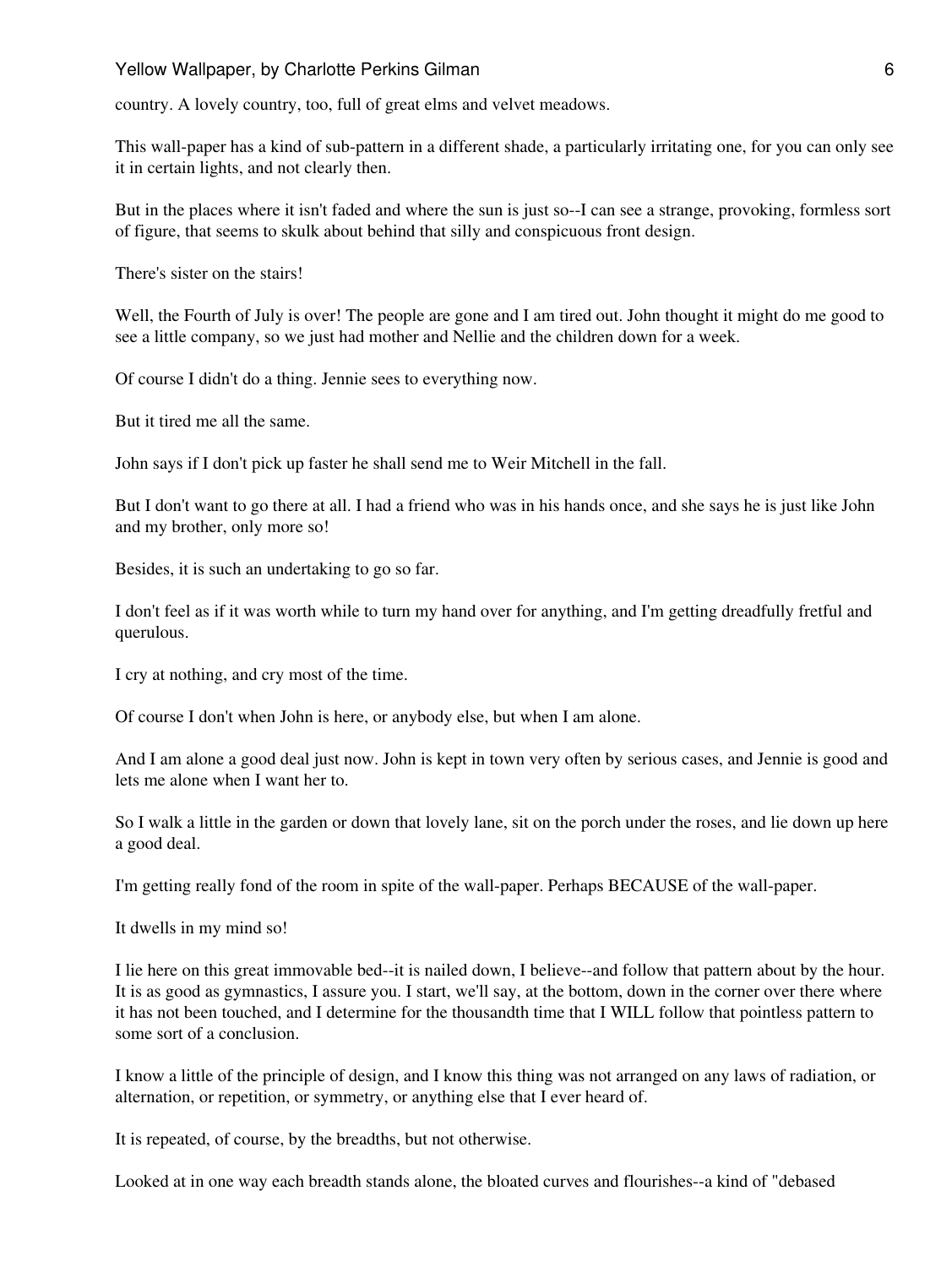country. A lovely country, too, full of great elms and velvet meadows.

This wall-paper has a kind of sub-pattern in a different shade, a particularly irritating one, for you can only see it in certain lights, and not clearly then.

But in the places where it isn't faded and where the sun is just so--I can see a strange, provoking, formless sort of figure, that seems to skulk about behind that silly and conspicuous front design.

There's sister on the stairs!

Well, the Fourth of July is over! The people are gone and I am tired out. John thought it might do me good to see a little company, so we just had mother and Nellie and the children down for a week.

Of course I didn't do a thing. Jennie sees to everything now.

But it tired me all the same.

John says if I don't pick up faster he shall send me to Weir Mitchell in the fall.

But I don't want to go there at all. I had a friend who was in his hands once, and she says he is just like John and my brother, only more so!

Besides, it is such an undertaking to go so far.

I don't feel as if it was worth while to turn my hand over for anything, and I'm getting dreadfully fretful and querulous.

I cry at nothing, and cry most of the time.

Of course I don't when John is here, or anybody else, but when I am alone.

And I am alone a good deal just now. John is kept in town very often by serious cases, and Jennie is good and lets me alone when I want her to.

So I walk a little in the garden or down that lovely lane, sit on the porch under the roses, and lie down up here a good deal.

I'm getting really fond of the room in spite of the wall-paper. Perhaps BECAUSE of the wall-paper.

It dwells in my mind so!

I lie here on this great immovable bed--it is nailed down, I believe--and follow that pattern about by the hour. It is as good as gymnastics, I assure you. I start, we'll say, at the bottom, down in the corner over there where it has not been touched, and I determine for the thousandth time that I WILL follow that pointless pattern to some sort of a conclusion.

I know a little of the principle of design, and I know this thing was not arranged on any laws of radiation, or alternation, or repetition, or symmetry, or anything else that I ever heard of.

It is repeated, of course, by the breadths, but not otherwise.

Looked at in one way each breadth stands alone, the bloated curves and flourishes--a kind of "debased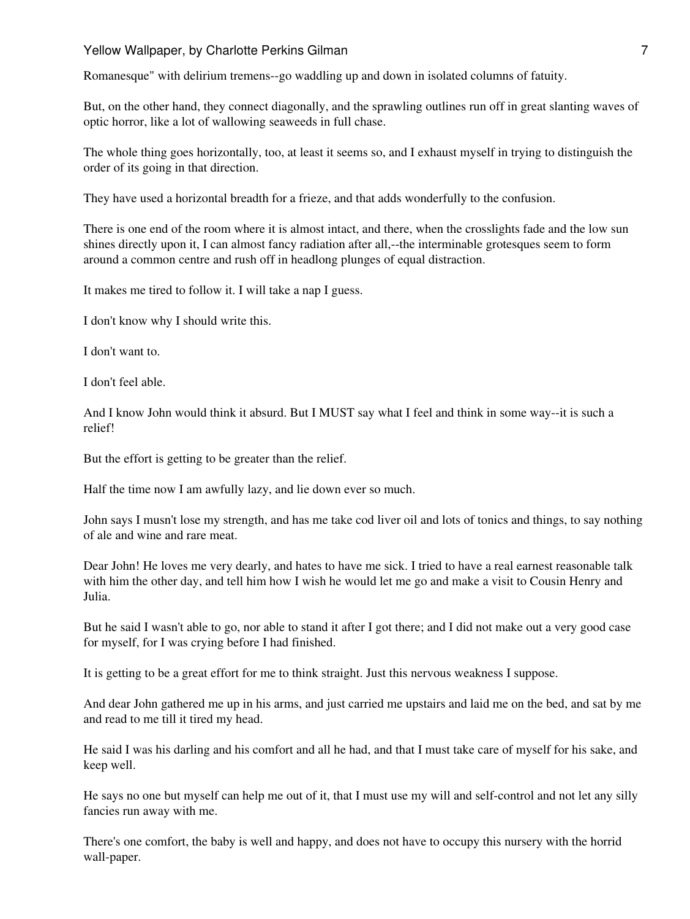Romanesque" with delirium tremens--go waddling up and down in isolated columns of fatuity.

But, on the other hand, they connect diagonally, and the sprawling outlines run off in great slanting waves of optic horror, like a lot of wallowing seaweeds in full chase.

The whole thing goes horizontally, too, at least it seems so, and I exhaust myself in trying to distinguish the order of its going in that direction.

They have used a horizontal breadth for a frieze, and that adds wonderfully to the confusion.

There is one end of the room where it is almost intact, and there, when the crosslights fade and the low sun shines directly upon it, I can almost fancy radiation after all,--the interminable grotesques seem to form around a common centre and rush off in headlong plunges of equal distraction.

It makes me tired to follow it. I will take a nap I guess.

I don't know why I should write this.

I don't want to.

I don't feel able.

And I know John would think it absurd. But I MUST say what I feel and think in some way--it is such a relief!

But the effort is getting to be greater than the relief.

Half the time now I am awfully lazy, and lie down ever so much.

John says I musn't lose my strength, and has me take cod liver oil and lots of tonics and things, to say nothing of ale and wine and rare meat.

Dear John! He loves me very dearly, and hates to have me sick. I tried to have a real earnest reasonable talk with him the other day, and tell him how I wish he would let me go and make a visit to Cousin Henry and Julia.

But he said I wasn't able to go, nor able to stand it after I got there; and I did not make out a very good case for myself, for I was crying before I had finished.

It is getting to be a great effort for me to think straight. Just this nervous weakness I suppose.

And dear John gathered me up in his arms, and just carried me upstairs and laid me on the bed, and sat by me and read to me till it tired my head.

He said I was his darling and his comfort and all he had, and that I must take care of myself for his sake, and keep well.

He says no one but myself can help me out of it, that I must use my will and self-control and not let any silly fancies run away with me.

There's one comfort, the baby is well and happy, and does not have to occupy this nursery with the horrid wall-paper.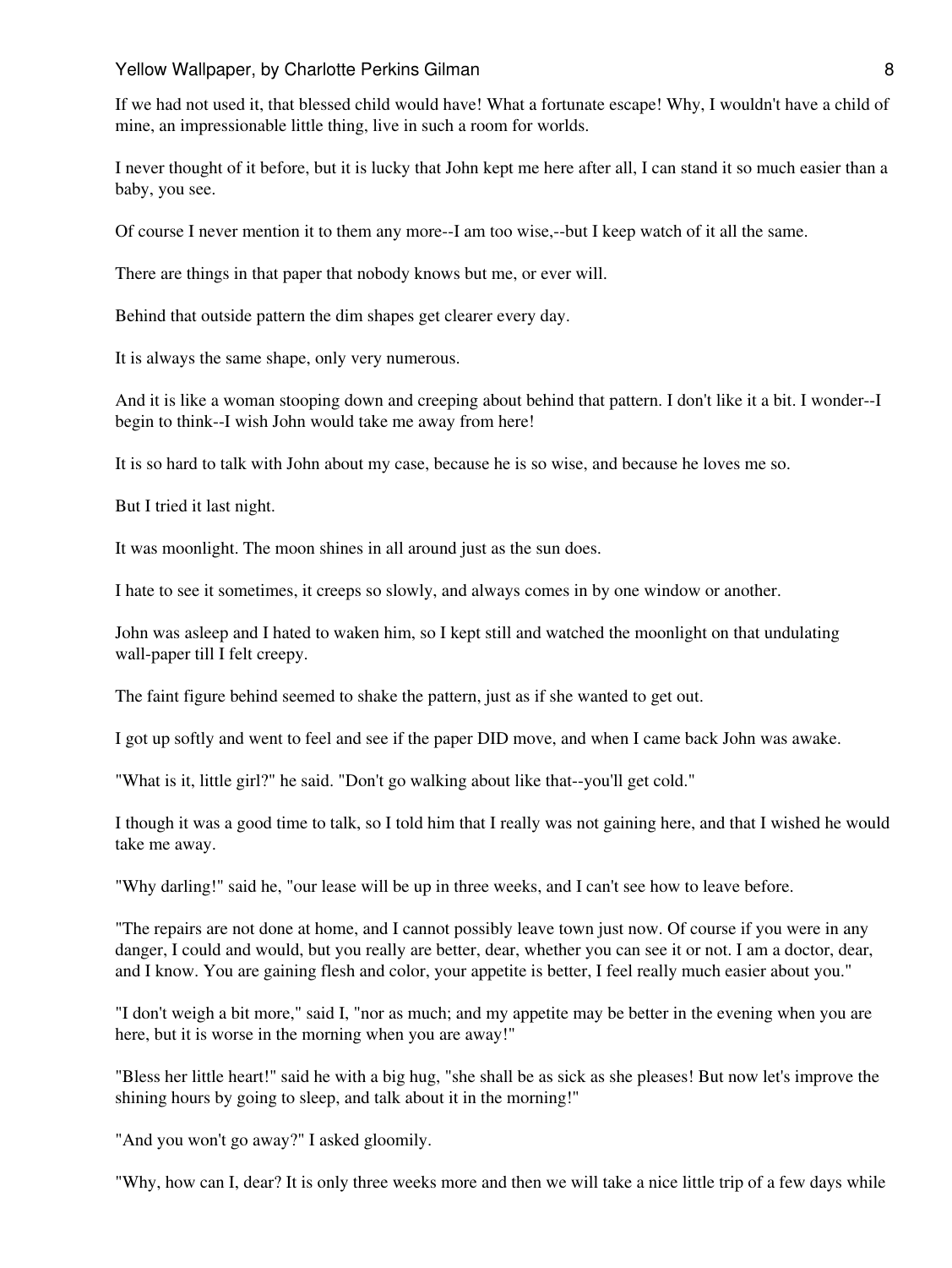If we had not used it, that blessed child would have! What a fortunate escape! Why, I wouldn't have a child of mine, an impressionable little thing, live in such a room for worlds.

I never thought of it before, but it is lucky that John kept me here after all, I can stand it so much easier than a baby, you see.

Of course I never mention it to them any more--I am too wise,--but I keep watch of it all the same.

There are things in that paper that nobody knows but me, or ever will.

Behind that outside pattern the dim shapes get clearer every day.

It is always the same shape, only very numerous.

And it is like a woman stooping down and creeping about behind that pattern. I don't like it a bit. I wonder--I begin to think--I wish John would take me away from here!

It is so hard to talk with John about my case, because he is so wise, and because he loves me so.

But I tried it last night.

It was moonlight. The moon shines in all around just as the sun does.

I hate to see it sometimes, it creeps so slowly, and always comes in by one window or another.

John was asleep and I hated to waken him, so I kept still and watched the moonlight on that undulating wall-paper till I felt creepy.

The faint figure behind seemed to shake the pattern, just as if she wanted to get out.

I got up softly and went to feel and see if the paper DID move, and when I came back John was awake.

"What is it, little girl?" he said. "Don't go walking about like that--you'll get cold."

I though it was a good time to talk, so I told him that I really was not gaining here, and that I wished he would take me away.

"Why darling!" said he, "our lease will be up in three weeks, and I can't see how to leave before.

"The repairs are not done at home, and I cannot possibly leave town just now. Of course if you were in any danger, I could and would, but you really are better, dear, whether you can see it or not. I am a doctor, dear, and I know. You are gaining flesh and color, your appetite is better, I feel really much easier about you."

"I don't weigh a bit more," said I, "nor as much; and my appetite may be better in the evening when you are here, but it is worse in the morning when you are away!"

"Bless her little heart!" said he with a big hug, "she shall be as sick as she pleases! But now let's improve the shining hours by going to sleep, and talk about it in the morning!"

"And you won't go away?" I asked gloomily.

"Why, how can I, dear? It is only three weeks more and then we will take a nice little trip of a few days while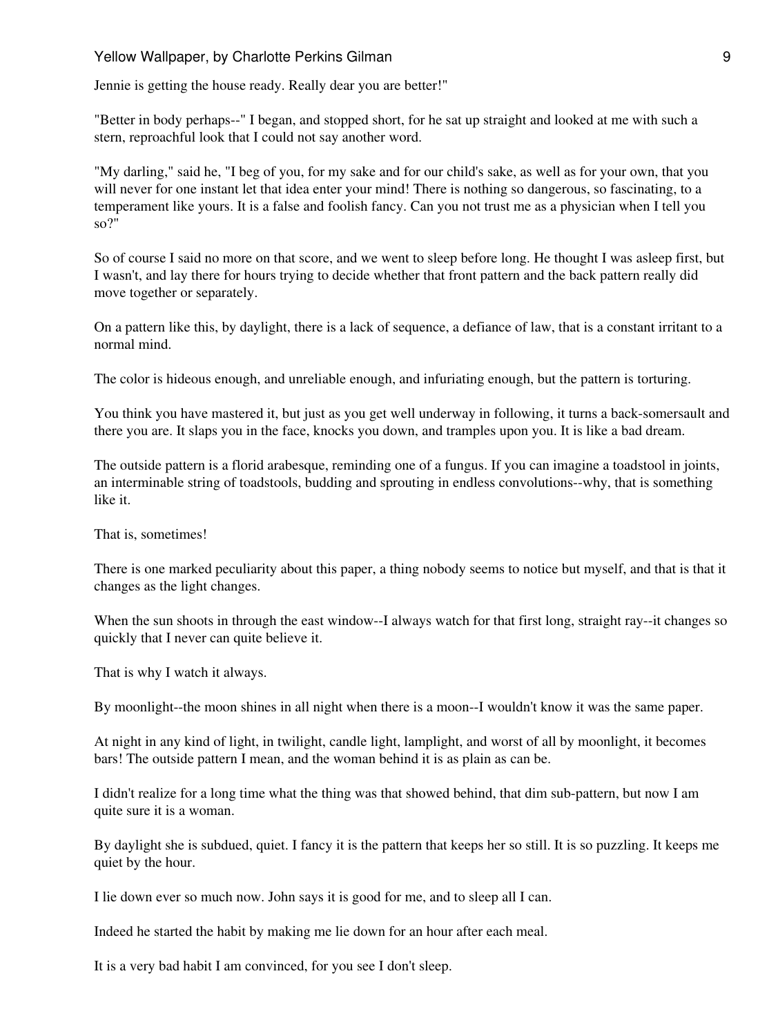Jennie is getting the house ready. Really dear you are better!"

"Better in body perhaps--" I began, and stopped short, for he sat up straight and looked at me with such a stern, reproachful look that I could not say another word.

"My darling," said he, "I beg of you, for my sake and for our child's sake, as well as for your own, that you will never for one instant let that idea enter your mind! There is nothing so dangerous, so fascinating, to a temperament like yours. It is a false and foolish fancy. Can you not trust me as a physician when I tell you so?"

So of course I said no more on that score, and we went to sleep before long. He thought I was asleep first, but I wasn't, and lay there for hours trying to decide whether that front pattern and the back pattern really did move together or separately.

On a pattern like this, by daylight, there is a lack of sequence, a defiance of law, that is a constant irritant to a normal mind.

The color is hideous enough, and unreliable enough, and infuriating enough, but the pattern is torturing.

You think you have mastered it, but just as you get well underway in following, it turns a back-somersault and there you are. It slaps you in the face, knocks you down, and tramples upon you. It is like a bad dream.

The outside pattern is a florid arabesque, reminding one of a fungus. If you can imagine a toadstool in joints, an interminable string of toadstools, budding and sprouting in endless convolutions--why, that is something like it.

That is, sometimes!

There is one marked peculiarity about this paper, a thing nobody seems to notice but myself, and that is that it changes as the light changes.

When the sun shoots in through the east window--I always watch for that first long, straight ray--it changes so quickly that I never can quite believe it.

That is why I watch it always.

By moonlight--the moon shines in all night when there is a moon--I wouldn't know it was the same paper.

At night in any kind of light, in twilight, candle light, lamplight, and worst of all by moonlight, it becomes bars! The outside pattern I mean, and the woman behind it is as plain as can be.

I didn't realize for a long time what the thing was that showed behind, that dim sub-pattern, but now I am quite sure it is a woman.

By daylight she is subdued, quiet. I fancy it is the pattern that keeps her so still. It is so puzzling. It keeps me quiet by the hour.

I lie down ever so much now. John says it is good for me, and to sleep all I can.

Indeed he started the habit by making me lie down for an hour after each meal.

It is a very bad habit I am convinced, for you see I don't sleep.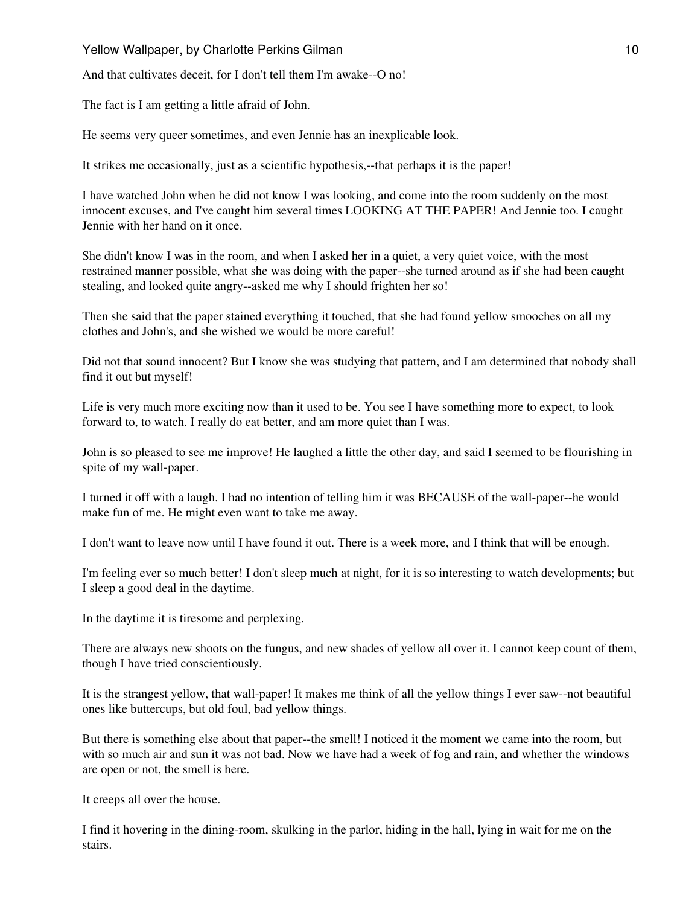And that cultivates deceit, for I don't tell them I'm awake--O no!

The fact is I am getting a little afraid of John.

He seems very queer sometimes, and even Jennie has an inexplicable look.

It strikes me occasionally, just as a scientific hypothesis,--that perhaps it is the paper!

I have watched John when he did not know I was looking, and come into the room suddenly on the most innocent excuses, and I've caught him several times LOOKING AT THE PAPER! And Jennie too. I caught Jennie with her hand on it once.

She didn't know I was in the room, and when I asked her in a quiet, a very quiet voice, with the most restrained manner possible, what she was doing with the paper--she turned around as if she had been caught stealing, and looked quite angry--asked me why I should frighten her so!

Then she said that the paper stained everything it touched, that she had found yellow smooches on all my clothes and John's, and she wished we would be more careful!

Did not that sound innocent? But I know she was studying that pattern, and I am determined that nobody shall find it out but myself!

Life is very much more exciting now than it used to be. You see I have something more to expect, to look forward to, to watch. I really do eat better, and am more quiet than I was.

John is so pleased to see me improve! He laughed a little the other day, and said I seemed to be flourishing in spite of my wall-paper.

I turned it off with a laugh. I had no intention of telling him it was BECAUSE of the wall-paper--he would make fun of me. He might even want to take me away.

I don't want to leave now until I have found it out. There is a week more, and I think that will be enough.

I'm feeling ever so much better! I don't sleep much at night, for it is so interesting to watch developments; but I sleep a good deal in the daytime.

In the daytime it is tiresome and perplexing.

There are always new shoots on the fungus, and new shades of yellow all over it. I cannot keep count of them, though I have tried conscientiously.

It is the strangest yellow, that wall-paper! It makes me think of all the yellow things I ever saw--not beautiful ones like buttercups, but old foul, bad yellow things.

But there is something else about that paper--the smell! I noticed it the moment we came into the room, but with so much air and sun it was not bad. Now we have had a week of fog and rain, and whether the windows are open or not, the smell is here.

It creeps all over the house.

I find it hovering in the dining-room, skulking in the parlor, hiding in the hall, lying in wait for me on the stairs.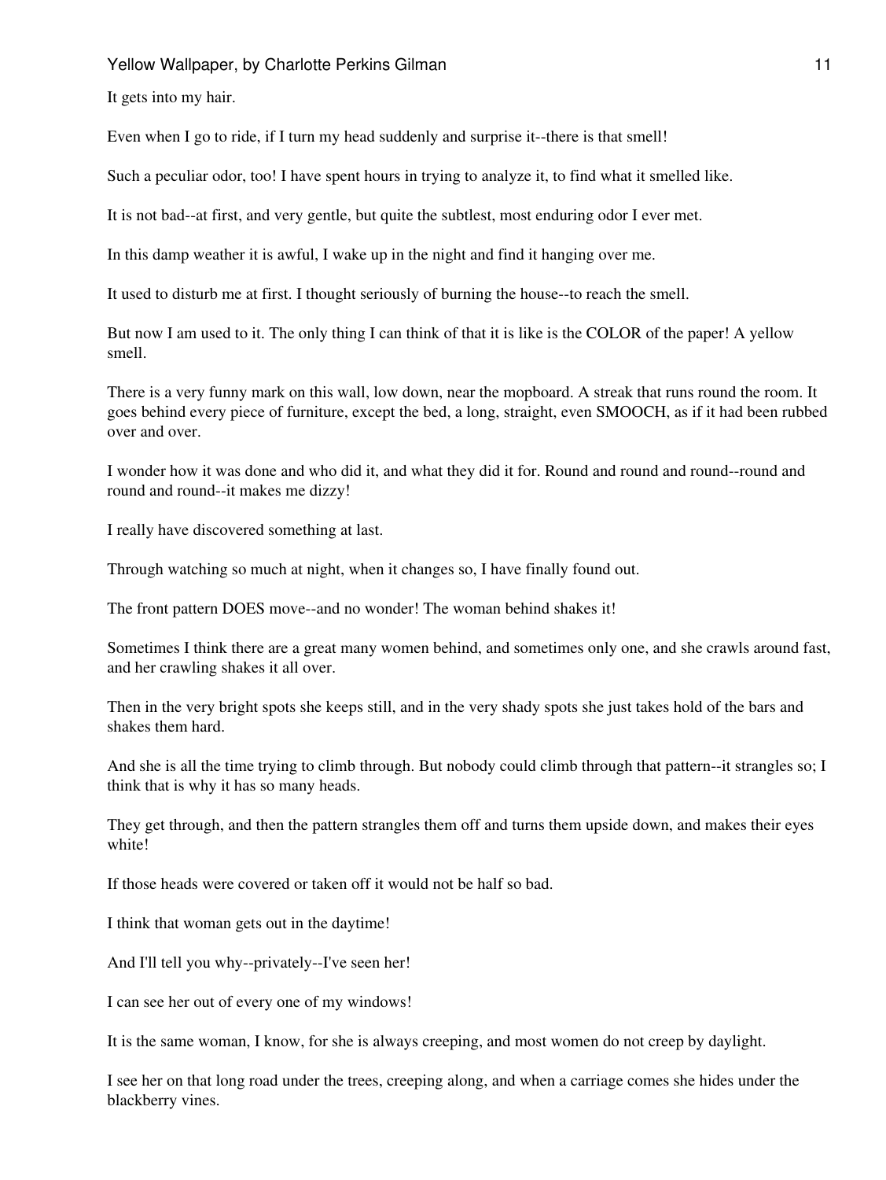It gets into my hair.

Even when I go to ride, if I turn my head suddenly and surprise it--there is that smell!

Such a peculiar odor, too! I have spent hours in trying to analyze it, to find what it smelled like.

It is not bad--at first, and very gentle, but quite the subtlest, most enduring odor I ever met.

In this damp weather it is awful, I wake up in the night and find it hanging over me.

It used to disturb me at first. I thought seriously of burning the house--to reach the smell.

But now I am used to it. The only thing I can think of that it is like is the COLOR of the paper! A yellow smell.

There is a very funny mark on this wall, low down, near the mopboard. A streak that runs round the room. It goes behind every piece of furniture, except the bed, a long, straight, even SMOOCH, as if it had been rubbed over and over.

I wonder how it was done and who did it, and what they did it for. Round and round and round--round and round and round--it makes me dizzy!

I really have discovered something at last.

Through watching so much at night, when it changes so, I have finally found out.

The front pattern DOES move--and no wonder! The woman behind shakes it!

Sometimes I think there are a great many women behind, and sometimes only one, and she crawls around fast, and her crawling shakes it all over.

Then in the very bright spots she keeps still, and in the very shady spots she just takes hold of the bars and shakes them hard.

And she is all the time trying to climb through. But nobody could climb through that pattern--it strangles so; I think that is why it has so many heads.

They get through, and then the pattern strangles them off and turns them upside down, and makes their eyes white!

If those heads were covered or taken off it would not be half so bad.

I think that woman gets out in the daytime!

And I'll tell you why--privately--I've seen her!

I can see her out of every one of my windows!

It is the same woman, I know, for she is always creeping, and most women do not creep by daylight.

I see her on that long road under the trees, creeping along, and when a carriage comes she hides under the blackberry vines.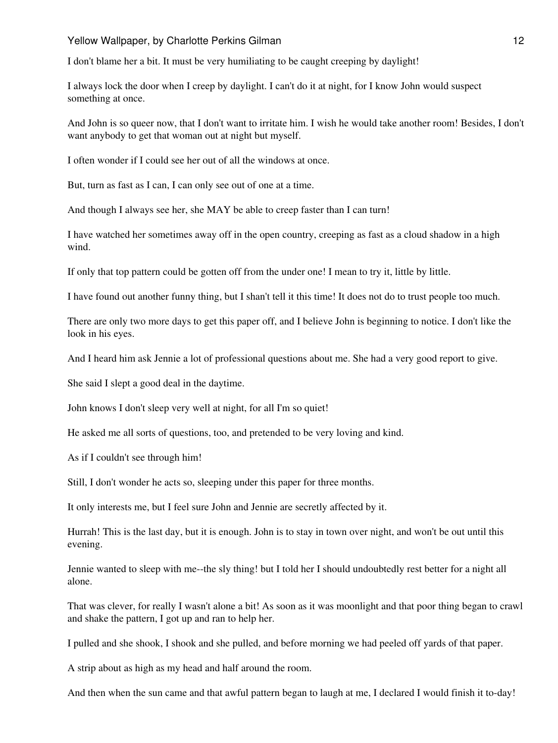I don't blame her a bit. It must be very humiliating to be caught creeping by daylight!

I always lock the door when I creep by daylight. I can't do it at night, for I know John would suspect something at once.

And John is so queer now, that I don't want to irritate him. I wish he would take another room! Besides, I don't want anybody to get that woman out at night but myself.

I often wonder if I could see her out of all the windows at once.

But, turn as fast as I can, I can only see out of one at a time.

And though I always see her, she MAY be able to creep faster than I can turn!

I have watched her sometimes away off in the open country, creeping as fast as a cloud shadow in a high wind.

If only that top pattern could be gotten off from the under one! I mean to try it, little by little.

I have found out another funny thing, but I shan't tell it this time! It does not do to trust people too much.

There are only two more days to get this paper off, and I believe John is beginning to notice. I don't like the look in his eyes.

And I heard him ask Jennie a lot of professional questions about me. She had a very good report to give.

She said I slept a good deal in the daytime.

John knows I don't sleep very well at night, for all I'm so quiet!

He asked me all sorts of questions, too, and pretended to be very loving and kind.

As if I couldn't see through him!

Still, I don't wonder he acts so, sleeping under this paper for three months.

It only interests me, but I feel sure John and Jennie are secretly affected by it.

Hurrah! This is the last day, but it is enough. John is to stay in town over night, and won't be out until this evening.

Jennie wanted to sleep with me--the sly thing! but I told her I should undoubtedly rest better for a night all alone.

That was clever, for really I wasn't alone a bit! As soon as it was moonlight and that poor thing began to crawl and shake the pattern, I got up and ran to help her.

I pulled and she shook, I shook and she pulled, and before morning we had peeled off yards of that paper.

A strip about as high as my head and half around the room.

And then when the sun came and that awful pattern began to laugh at me, I declared I would finish it to-day!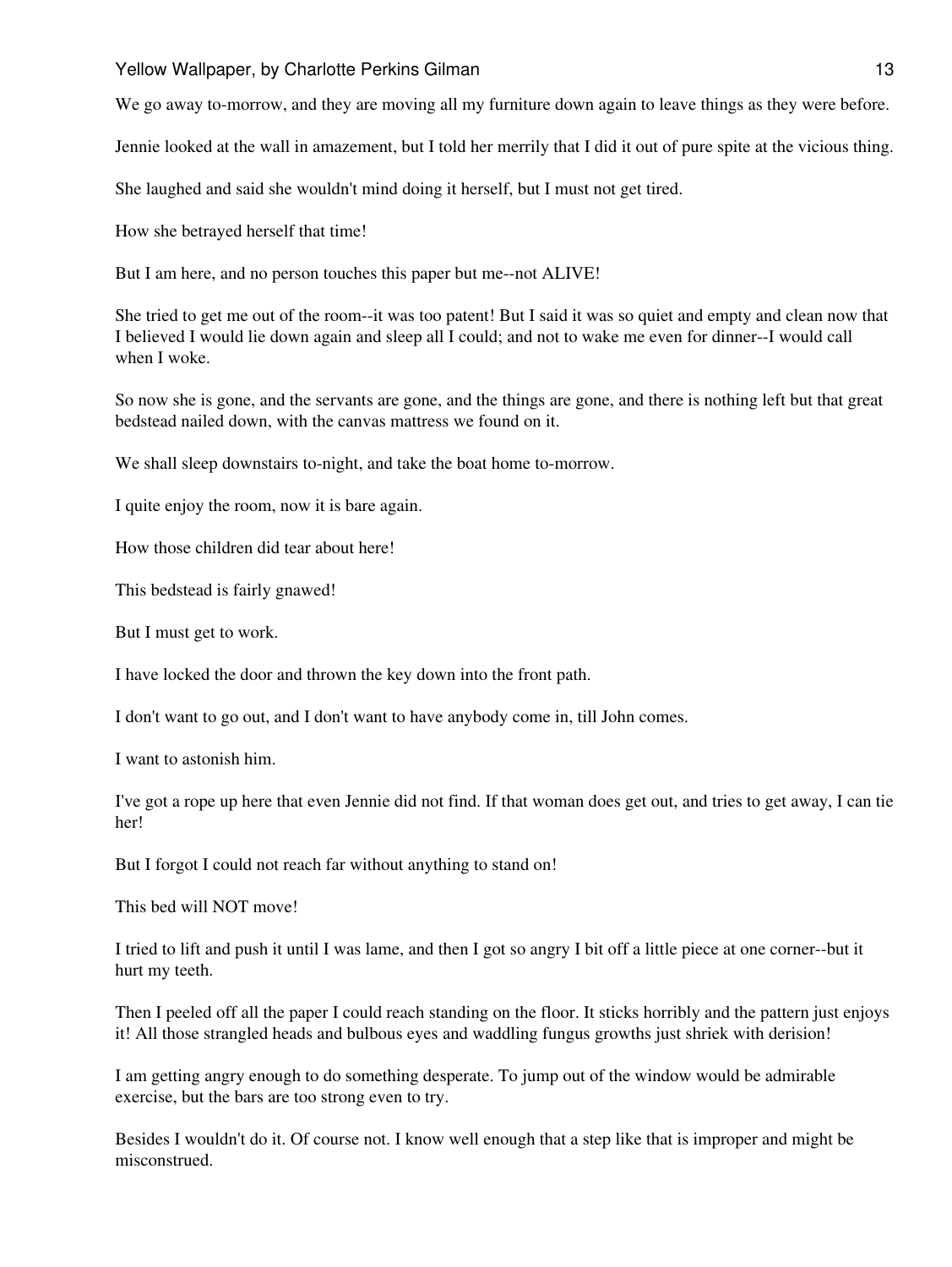We go away to-morrow, and they are moving all my furniture down again to leave things as they were before.

Jennie looked at the wall in amazement, but I told her merrily that I did it out of pure spite at the vicious thing.

She laughed and said she wouldn't mind doing it herself, but I must not get tired.

How she betrayed herself that time!

But I am here, and no person touches this paper but me--not ALIVE!

She tried to get me out of the room--it was too patent! But I said it was so quiet and empty and clean now that I believed I would lie down again and sleep all I could; and not to wake me even for dinner--I would call when I woke.

So now she is gone, and the servants are gone, and the things are gone, and there is nothing left but that great bedstead nailed down, with the canvas mattress we found on it.

We shall sleep downstairs to-night, and take the boat home to-morrow.

I quite enjoy the room, now it is bare again.

How those children did tear about here!

This bedstead is fairly gnawed!

But I must get to work.

I have locked the door and thrown the key down into the front path.

I don't want to go out, and I don't want to have anybody come in, till John comes.

I want to astonish him.

I've got a rope up here that even Jennie did not find. If that woman does get out, and tries to get away, I can tie her!

But I forgot I could not reach far without anything to stand on!

This bed will NOT move!

I tried to lift and push it until I was lame, and then I got so angry I bit off a little piece at one corner--but it hurt my teeth.

Then I peeled off all the paper I could reach standing on the floor. It sticks horribly and the pattern just enjoys it! All those strangled heads and bulbous eyes and waddling fungus growths just shriek with derision!

I am getting angry enough to do something desperate. To jump out of the window would be admirable exercise, but the bars are too strong even to try.

Besides I wouldn't do it. Of course not. I know well enough that a step like that is improper and might be misconstrued.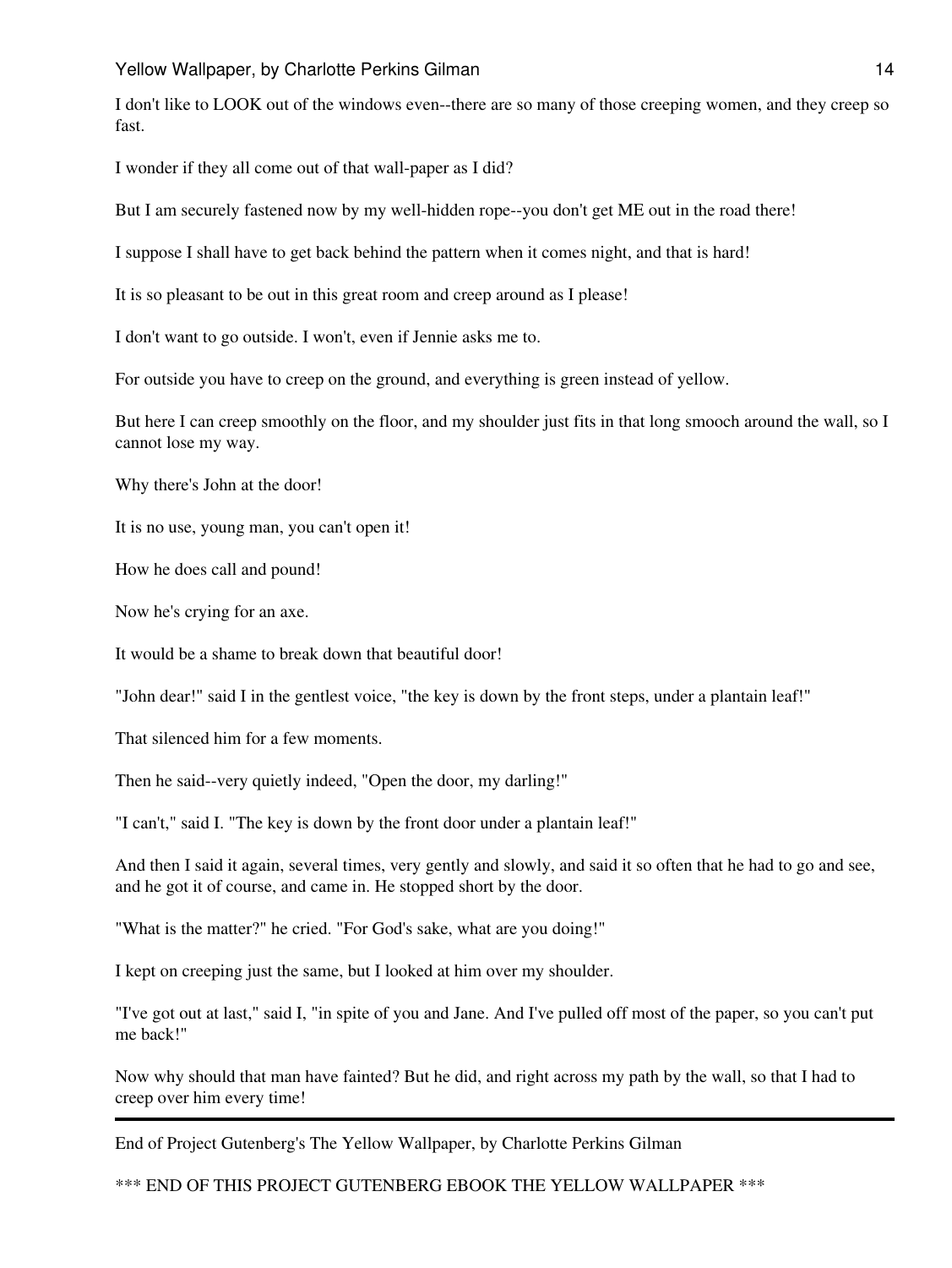I don't like to LOOK out of the windows even--there are so many of those creeping women, and they creep so fast.

I wonder if they all come out of that wall-paper as I did?

But I am securely fastened now by my well-hidden rope--you don't get ME out in the road there!

I suppose I shall have to get back behind the pattern when it comes night, and that is hard!

It is so pleasant to be out in this great room and creep around as I please!

I don't want to go outside. I won't, even if Jennie asks me to.

For outside you have to creep on the ground, and everything is green instead of yellow.

But here I can creep smoothly on the floor, and my shoulder just fits in that long smooch around the wall, so I cannot lose my way.

Why there's John at the door!

It is no use, young man, you can't open it!

How he does call and pound!

Now he's crying for an axe.

It would be a shame to break down that beautiful door!

"John dear!" said I in the gentlest voice, "the key is down by the front steps, under a plantain leaf!"

That silenced him for a few moments.

Then he said--very quietly indeed, "Open the door, my darling!"

"I can't," said I. "The key is down by the front door under a plantain leaf!"

And then I said it again, several times, very gently and slowly, and said it so often that he had to go and see, and he got it of course, and came in. He stopped short by the door.

"What is the matter?" he cried. "For God's sake, what are you doing!"

I kept on creeping just the same, but I looked at him over my shoulder.

"I've got out at last," said I, "in spite of you and Jane. And I've pulled off most of the paper, so you can't put me back!"

Now why should that man have fainted? But he did, and right across my path by the wall, so that I had to creep over him every time!

---

End of Project Gutenberg's The Yellow Wallpaper, by Charlotte Perkins Gilman

*** END OF THIS PROJECT GUTENBERG EBOOK THE YELLOW WALLPAPER ***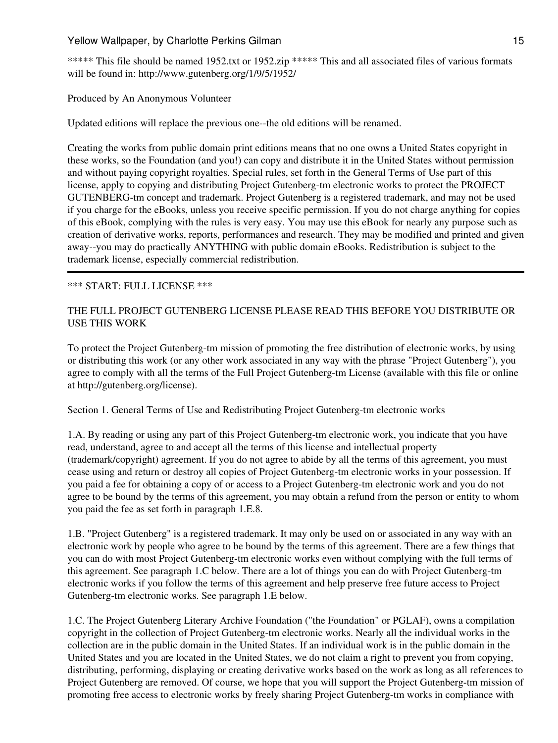***** This file should be named 1952.txt or 1952.zip ***** This and all associated files of various formats will be found in: http://www.gutenberg.org/1/9/5/1952/

Produced by An Anonymous Volunteer

Updated editions will replace the previous one--the old editions will be renamed.

Creating the works from public domain print editions means that no one owns a United States copyright in these works, so the Foundation (and you!) can copy and distribute it in the United States without permission and without paying copyright royalties. Special rules, set forth in the General Terms of Use part of this license, apply to copying and distributing Project Gutenberg-tm electronic works to protect the PROJECT GUTENBERG-tm concept and trademark. Project Gutenberg is a registered trademark, and may not be used if you charge for the eBooks, unless you receive specific permission. If you do not charge anything for copies of this eBook, complying with the rules is very easy. You may use this eBook for nearly any purpose such as creation of derivative works, reports, performances and research. They may be modified and printed and given away--you may do practically ANYTHING with public domain eBooks. Redistribution is subject to the trademark license, especially commercial redistribution.

---

*** START: FULL LICENSE ***

THE FULL PROJECT GUTENBERG LICENSE PLEASE READ THIS BEFORE YOU DISTRIBUTE OR USE THIS WORK

To protect the Project Gutenberg-tm mission of promoting the free distribution of electronic works, by using or distributing this work (or any other work associated in any way with the phrase "Project Gutenberg"), you agree to comply with all the terms of the Full Project Gutenberg-tm License (available with this file or online at http://gutenberg.org/license).

Section 1. General Terms of Use and Redistributing Project Gutenberg-tm electronic works

1.A. By reading or using any part of this Project Gutenberg-tm electronic work, you indicate that you have read, understand, agree to and accept all the terms of this license and intellectual property (trademark/copyright) agreement. If you do not agree to abide by all the terms of this agreement, you must cease using and return or destroy all copies of Project Gutenberg-tm electronic works in your possession. If you paid a fee for obtaining a copy of or access to a Project Gutenberg-tm electronic work and you do not agree to be bound by the terms of this agreement, you may obtain a refund from the person or entity to whom you paid the fee as set forth in paragraph 1.E.8.

1.B. "Project Gutenberg" is a registered trademark. It may only be used on or associated in any way with an electronic work by people who agree to be bound by the terms of this agreement. There are a few things that you can do with most Project Gutenberg-tm electronic works even without complying with the full terms of this agreement. See paragraph 1.C below. There are a lot of things you can do with Project Gutenberg-tm electronic works if you follow the terms of this agreement and help preserve free future access to Project Gutenberg-tm electronic works. See paragraph 1.E below.

1.C. The Project Gutenberg Literary Archive Foundation ("the Foundation" or PGLAF), owns a compilation copyright in the collection of Project Gutenberg-tm electronic works. Nearly all the individual works in the collection are in the public domain in the United States. If an individual work is in the public domain in the United States and you are located in the United States, we do not claim a right to prevent you from copying, distributing, performing, displaying or creating derivative works based on the work as long as all references to Project Gutenberg are removed. Of course, we hope that you will support the Project Gutenberg-tm mission of promoting free access to electronic works by freely sharing Project Gutenberg-tm works in compliance with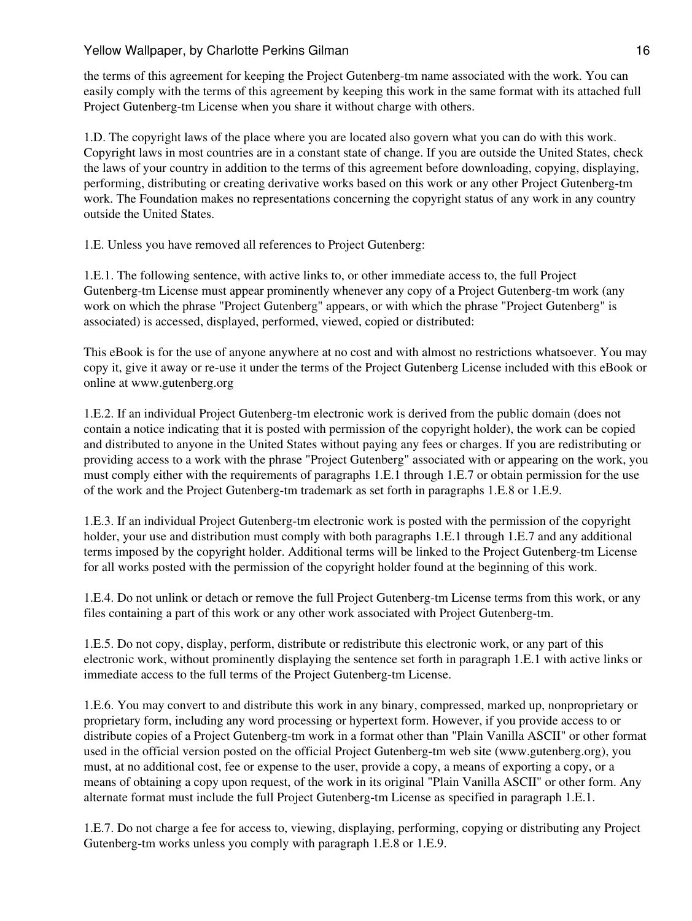the terms of this agreement for keeping the Project Gutenberg-tm name associated with the work. You can easily comply with the terms of this agreement by keeping this work in the same format with its attached full Project Gutenberg-tm License when you share it without charge with others.

1.D. The copyright laws of the place where you are located also govern what you can do with this work. Copyright laws in most countries are in a constant state of change. If you are outside the United States, check the laws of your country in addition to the terms of this agreement before downloading, copying, displaying, performing, distributing or creating derivative works based on this work or any other Project Gutenberg-tm work. The Foundation makes no representations concerning the copyright status of any work in any country outside the United States.

1.E. Unless you have removed all references to Project Gutenberg:

1.E.1. The following sentence, with active links to, or other immediate access to, the full Project Gutenberg-tm License must appear prominently whenever any copy of a Project Gutenberg-tm work (any work on which the phrase "Project Gutenberg" appears, or with which the phrase "Project Gutenberg" is associated) is accessed, displayed, performed, viewed, copied or distributed:

This eBook is for the use of anyone anywhere at no cost and with almost no restrictions whatsoever. You may copy it, give it away or re-use it under the terms of the Project Gutenberg License included with this eBook or online at www.gutenberg.org

1.E.2. If an individual Project Gutenberg-tm electronic work is derived from the public domain (does not contain a notice indicating that it is posted with permission of the copyright holder), the work can be copied and distributed to anyone in the United States without paying any fees or charges. If you are redistributing or providing access to a work with the phrase "Project Gutenberg" associated with or appearing on the work, you must comply either with the requirements of paragraphs 1.E.1 through 1.E.7 or obtain permission for the use of the work and the Project Gutenberg-tm trademark as set forth in paragraphs 1.E.8 or 1.E.9.

1.E.3. If an individual Project Gutenberg-tm electronic work is posted with the permission of the copyright holder, your use and distribution must comply with both paragraphs 1.E.1 through 1.E.7 and any additional terms imposed by the copyright holder. Additional terms will be linked to the Project Gutenberg-tm License for all works posted with the permission of the copyright holder found at the beginning of this work.

1.E.4. Do not unlink or detach or remove the full Project Gutenberg-tm License terms from this work, or any files containing a part of this work or any other work associated with Project Gutenberg-tm.

1.E.5. Do not copy, display, perform, distribute or redistribute this electronic work, or any part of this electronic work, without prominently displaying the sentence set forth in paragraph 1.E.1 with active links or immediate access to the full terms of the Project Gutenberg-tm License.

1.E.6. You may convert to and distribute this work in any binary, compressed, marked up, nonproprietary or proprietary form, including any word processing or hypertext form. However, if you provide access to or distribute copies of a Project Gutenberg-tm work in a format other than "Plain Vanilla ASCII" or other format used in the official version posted on the official Project Gutenberg-tm web site (www.gutenberg.org), you must, at no additional cost, fee or expense to the user, provide a copy, a means of exporting a copy, or a means of obtaining a copy upon request, of the work in its original "Plain Vanilla ASCII" or other form. Any alternate format must include the full Project Gutenberg-tm License as specified in paragraph 1.E.1.

1.E.7. Do not charge a fee for access to, viewing, displaying, performing, copying or distributing any Project Gutenberg-tm works unless you comply with paragraph 1.E.8 or 1.E.9.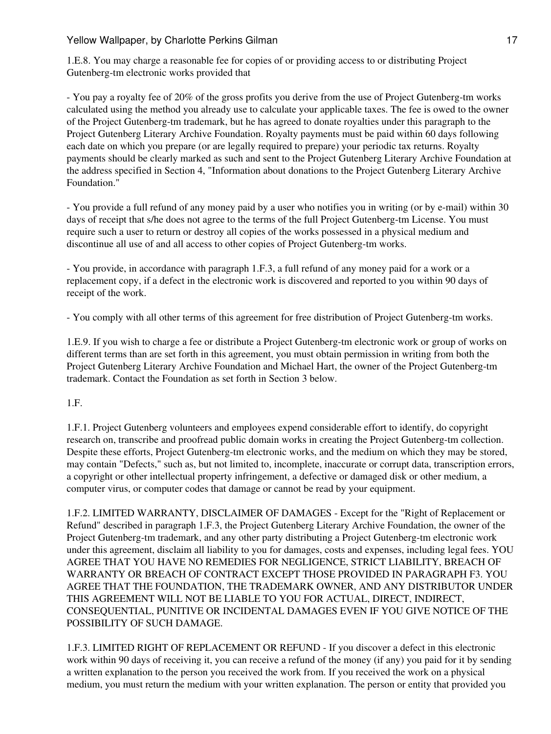1.E.8. You may charge a reasonable fee for copies of or providing access to or distributing Project Gutenberg-tm electronic works provided that

- You pay a royalty fee of 20% of the gross profits you derive from the use of Project Gutenberg-tm works calculated using the method you already use to calculate your applicable taxes. The fee is owed to the owner of the Project Gutenberg-tm trademark, but he has agreed to donate royalties under this paragraph to the Project Gutenberg Literary Archive Foundation. Royalty payments must be paid within 60 days following each date on which you prepare (or are legally required to prepare) your periodic tax returns. Royalty payments should be clearly marked as such and sent to the Project Gutenberg Literary Archive Foundation at the address specified in Section 4, "Information about donations to the Project Gutenberg Literary Archive Foundation."

- You provide a full refund of any money paid by a user who notifies you in writing (or by e-mail) within 30 days of receipt that s/he does not agree to the terms of the full Project Gutenberg-tm License. You must require such a user to return or destroy all copies of the works possessed in a physical medium and discontinue all use of and all access to other copies of Project Gutenberg-tm works.

- You provide, in accordance with paragraph 1.F.3, a full refund of any money paid for a work or a replacement copy, if a defect in the electronic work is discovered and reported to you within 90 days of receipt of the work.

- You comply with all other terms of this agreement for free distribution of Project Gutenberg-tm works.

1.E.9. If you wish to charge a fee or distribute a Project Gutenberg-tm electronic work or group of works on different terms than are set forth in this agreement, you must obtain permission in writing from both the Project Gutenberg Literary Archive Foundation and Michael Hart, the owner of the Project Gutenberg-tm trademark. Contact the Foundation as set forth in Section 3 below.

1.F.

1.F.1. Project Gutenberg volunteers and employees expend considerable effort to identify, do copyright research on, transcribe and proofread public domain works in creating the Project Gutenberg-tm collection. Despite these efforts, Project Gutenberg-tm electronic works, and the medium on which they may be stored, may contain "Defects," such as, but not limited to, incomplete, inaccurate or corrupt data, transcription errors, a copyright or other intellectual property infringement, a defective or damaged disk or other medium, a computer virus, or computer codes that damage or cannot be read by your equipment.

1.F.2. LIMITED WARRANTY, DISCLAIMER OF DAMAGES - Except for the "Right of Replacement or Refund" described in paragraph 1.F.3, the Project Gutenberg Literary Archive Foundation, the owner of the Project Gutenberg-tm trademark, and any other party distributing a Project Gutenberg-tm electronic work under this agreement, disclaim all liability to you for damages, costs and expenses, including legal fees. YOU AGREE THAT YOU HAVE NO REMEDIES FOR NEGLIGENCE, STRICT LIABILITY, BREACH OF WARRANTY OR BREACH OF CONTRACT EXCEPT THOSE PROVIDED IN PARAGRAPH F3. YOU AGREE THAT THE FOUNDATION, THE TRADEMARK OWNER, AND ANY DISTRIBUTOR UNDER THIS AGREEMENT WILL NOT BE LIABLE TO YOU FOR ACTUAL, DIRECT, INDIRECT, CONSEQUENTIAL, PUNITIVE OR INCIDENTAL DAMAGES EVEN IF YOU GIVE NOTICE OF THE POSSIBILITY OF SUCH DAMAGE.

1.F.3. LIMITED RIGHT OF REPLACEMENT OR REFUND - If you discover a defect in this electronic work within 90 days of receiving it, you can receive a refund of the money (if any) you paid for it by sending a written explanation to the person you received the work from. If you received the work on a physical medium, you must return the medium with your written explanation. The person or entity that provided you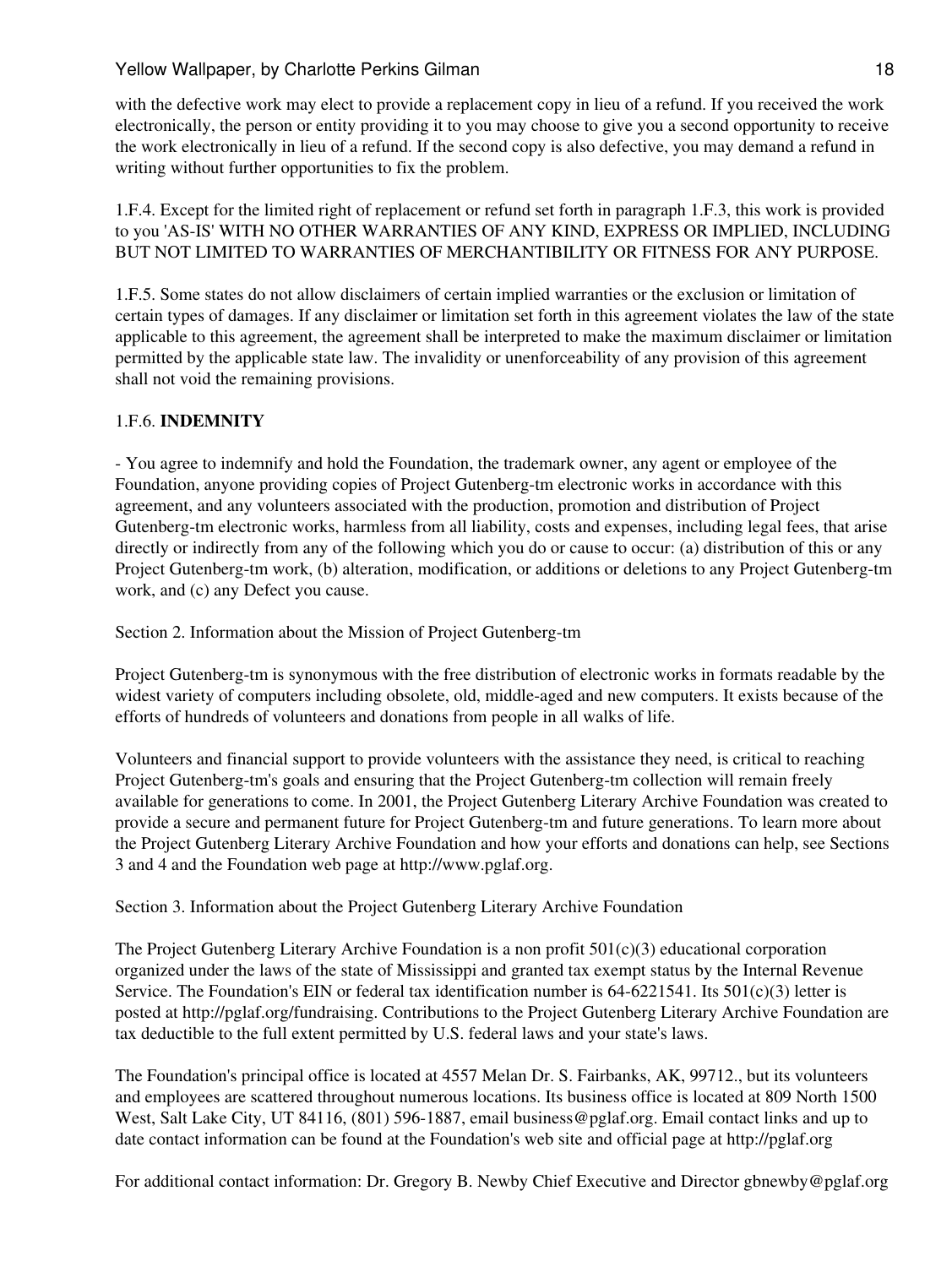with the defective work may elect to provide a replacement copy in lieu of a refund. If you received the work electronically, the person or entity providing it to you may choose to give you a second opportunity to receive the work electronically in lieu of a refund. If the second copy is also defective, you may demand a refund in writing without further opportunities to fix the problem.

1.F.4. Except for the limited right of replacement or refund set forth in paragraph 1.F.3, this work is provided to you 'AS-IS' WITH NO OTHER WARRANTIES OF ANY KIND, EXPRESS OR IMPLIED, INCLUDING BUT NOT LIMITED TO WARRANTIES OF MERCHANTIBILITY OR FITNESS FOR ANY PURPOSE.

1.F.5. Some states do not allow disclaimers of certain implied warranties or the exclusion or limitation of certain types of damages. If any disclaimer or limitation set forth in this agreement violates the law of the state applicable to this agreement, the agreement shall be interpreted to make the maximum disclaimer or limitation permitted by the applicable state law. The invalidity or unenforceability of any provision of this agreement shall not void the remaining provisions.

1.F.6. **INDEMNITY**

- You agree to indemnify and hold the Foundation, the trademark owner, any agent or employee of the Foundation, anyone providing copies of Project Gutenberg-tm electronic works in accordance with this agreement, and any volunteers associated with the production, promotion and distribution of Project Gutenberg-tm electronic works, harmless from all liability, costs and expenses, including legal fees, that arise directly or indirectly from any of the following which you do or cause to occur: (a) distribution of this or any Project Gutenberg-tm work, (b) alteration, modification, or additions or deletions to any Project Gutenberg-tm work, and (c) any Defect you cause.

Section 2. Information about the Mission of Project Gutenberg-tm

Project Gutenberg-tm is synonymous with the free distribution of electronic works in formats readable by the widest variety of computers including obsolete, old, middle-aged and new computers. It exists because of the efforts of hundreds of volunteers and donations from people in all walks of life.

Volunteers and financial support to provide volunteers with the assistance they need, is critical to reaching Project Gutenberg-tm's goals and ensuring that the Project Gutenberg-tm collection will remain freely available for generations to come. In 2001, the Project Gutenberg Literary Archive Foundation was created to provide a secure and permanent future for Project Gutenberg-tm and future generations. To learn more about the Project Gutenberg Literary Archive Foundation and how your efforts and donations can help, see Sections 3 and 4 and the Foundation web page at http://www.pglaf.org.

Section 3. Information about the Project Gutenberg Literary Archive Foundation

The Project Gutenberg Literary Archive Foundation is a non profit 501(c)(3) educational corporation organized under the laws of the state of Mississippi and granted tax exempt status by the Internal Revenue Service. The Foundation's EIN or federal tax identification number is 64-6221541. Its 501(c)(3) letter is posted at http://pglaf.org/fundraising. Contributions to the Project Gutenberg Literary Archive Foundation are tax deductible to the full extent permitted by U.S. federal laws and your state's laws.

The Foundation's principal office is located at 4557 Melan Dr. S. Fairbanks, AK, 99712., but its volunteers and employees are scattered throughout numerous locations. Its business office is located at 809 North 1500 West, Salt Lake City, UT 84116, (801) 596-1887, email business@pglaf.org. Email contact links and up to date contact information can be found at the Foundation's web site and official page at http://pglaf.org

For additional contact information: Dr. Gregory B. Newby Chief Executive and Director gbnewby@pglaf.org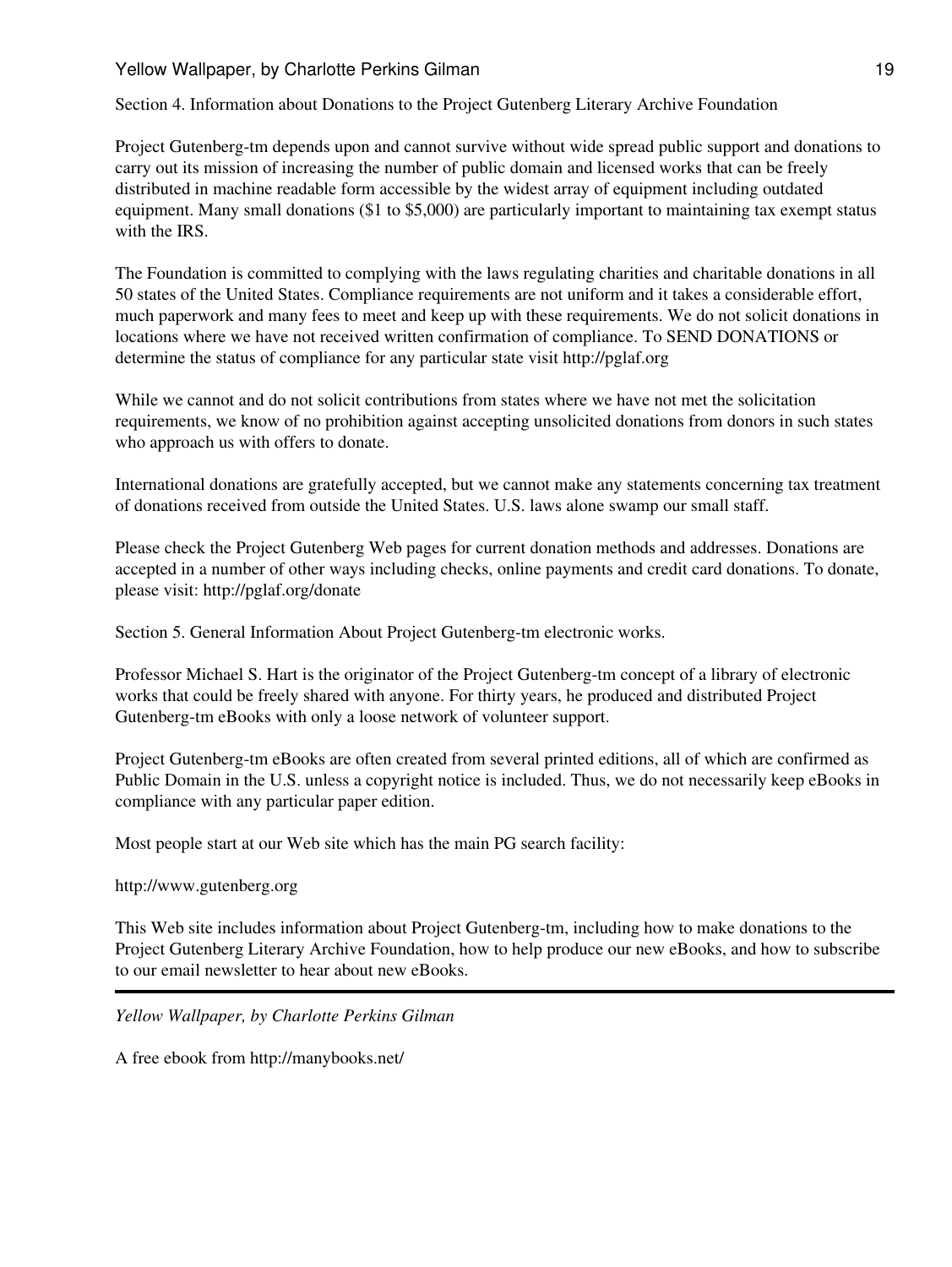Section 4. Information about Donations to the Project Gutenberg Literary Archive Foundation

Project Gutenberg-tm depends upon and cannot survive without wide spread public support and donations to carry out its mission of increasing the number of public domain and licensed works that can be freely distributed in machine readable form accessible by the widest array of equipment including outdated equipment. Many small donations ($1 to $5,000) are particularly important to maintaining tax exempt status with the IRS.

The Foundation is committed to complying with the laws regulating charities and charitable donations in all 50 states of the United States. Compliance requirements are not uniform and it takes a considerable effort, much paperwork and many fees to meet and keep up with these requirements. We do not solicit donations in locations where we have not received written confirmation of compliance. To SEND DONATIONS or determine the status of compliance for any particular state visit http://pglaf.org

While we cannot and do not solicit contributions from states where we have not met the solicitation requirements, we know of no prohibition against accepting unsolicited donations from donors in such states who approach us with offers to donate.

International donations are gratefully accepted, but we cannot make any statements concerning tax treatment of donations received from outside the United States. U.S. laws alone swamp our small staff.

Please check the Project Gutenberg Web pages for current donation methods and addresses. Donations are accepted in a number of other ways including checks, online payments and credit card donations. To donate, please visit: http://pglaf.org/donate

Section 5. General Information About Project Gutenberg-tm electronic works.

Professor Michael S. Hart is the originator of the Project Gutenberg-tm concept of a library of electronic works that could be freely shared with anyone. For thirty years, he produced and distributed Project Gutenberg-tm eBooks with only a loose network of volunteer support.

Project Gutenberg-tm eBooks are often created from several printed editions, all of which are confirmed as Public Domain in the U.S. unless a copyright notice is included. Thus, we do not necessarily keep eBooks in compliance with any particular paper edition.

Most people start at our Web site which has the main PG search facility:

http://www.gutenberg.org

This Web site includes information about Project Gutenberg-tm, including how to make donations to the Project Gutenberg Literary Archive Foundation, how to help produce our new eBooks, and how to subscribe to our email newsletter to hear about new eBooks.

---

*Yellow Wallpaper, by Charlotte Perkins Gilman*

A free ebook from http://manybooks.net/